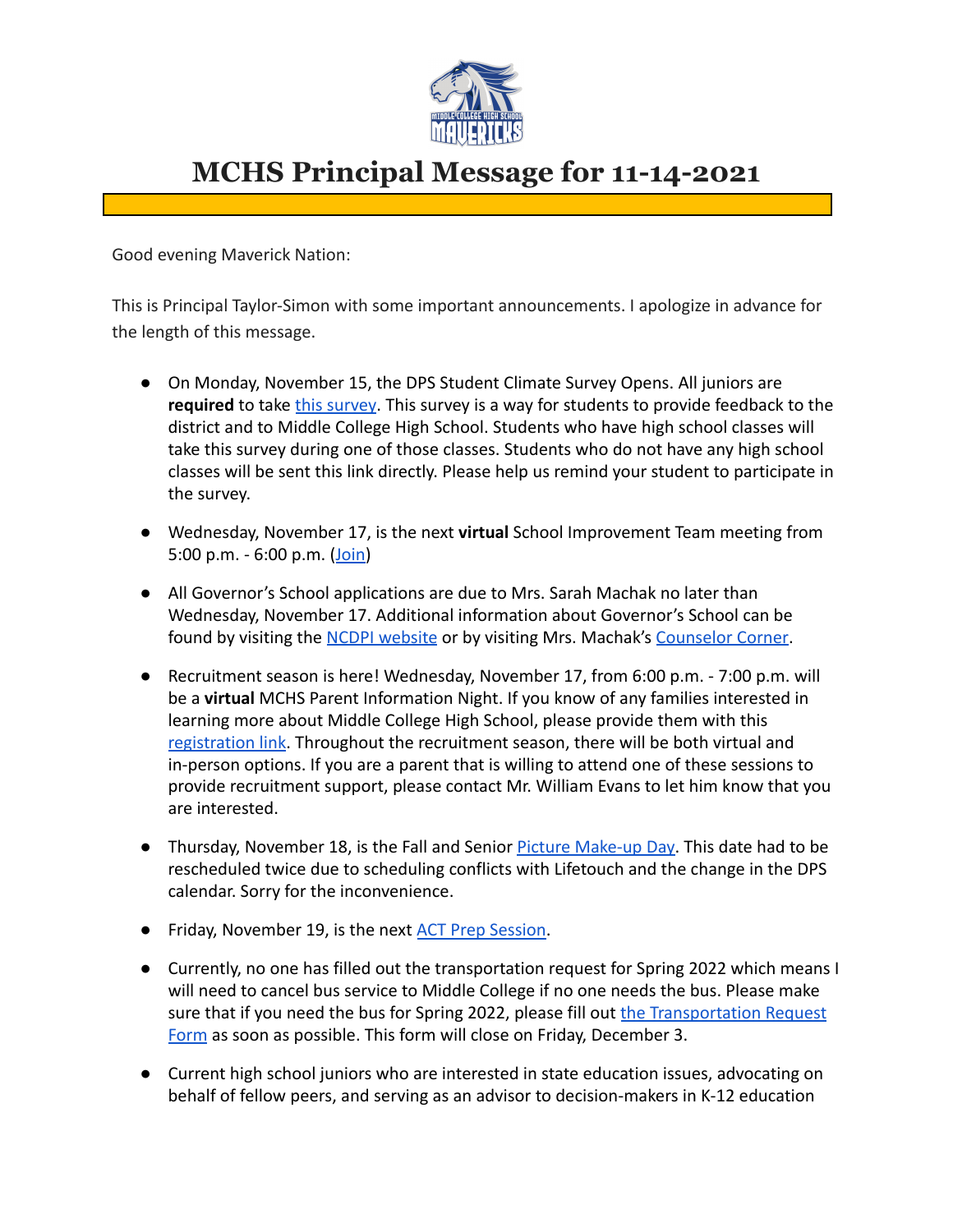# MCHS Principal Message for 11-14-2021

Good evening Maverick Nation:

This is Principal Taylor-Simon with some important announcements. I apologize in advance for the length of this message.

- On Monday, November 15, the DPS Student Climate Survey Opens. All juniors are **required** to take this survey. This survey is a way for students to provide feedback to the district and to Middle College High School. Students who have high school classes will take this survey during one of those classes. Students who do not have any high school classes will be sent this link directly. Please help us remind your student to participate in the survey.

- Wednesday, November 17, is the next **virtual** School Improvement Team meeting from 5:00 p.m. - 6:00 p.m. (Join)

- All Governor's School applications are due to Mrs. Sarah Machak no later than Wednesday, November 17. Additional information about Governor's School can be found by visiting the NCDPI website or by visiting Mrs. Machak's Counselor Corner.

- Recruitment season is here! Wednesday, November 17, from 6:00 p.m. - 7:00 p.m. will be a **virtual** MCHS Parent Information Night. If you know of any families interested in learning more about Middle College High School, please provide them with this registration link. Throughout the recruitment season, there will be both virtual and in-person options. If you are a parent that is willing to attend one of these sessions to provide recruitment support, please contact Mr. William Evans to let him know that you are interested.

- Thursday, November 18, is the Fall and Senior Picture Make-up Day. This date had to be rescheduled twice due to scheduling conflicts with Lifetouch and the change in the DPS calendar. Sorry for the inconvenience.

- Friday, November 19, is the next ACT Prep Session.

- Currently, no one has filled out the transportation request for Spring 2022 which means I will need to cancel bus service to Middle College if no one needs the bus. Please make sure that if you need the bus for Spring 2022, please fill out the Transportation Request Form as soon as possible. This form will close on Friday, December 3.

- Current high school juniors who are interested in state education issues, advocating on behalf of fellow peers, and serving as an advisor to decision-makers in K-12 education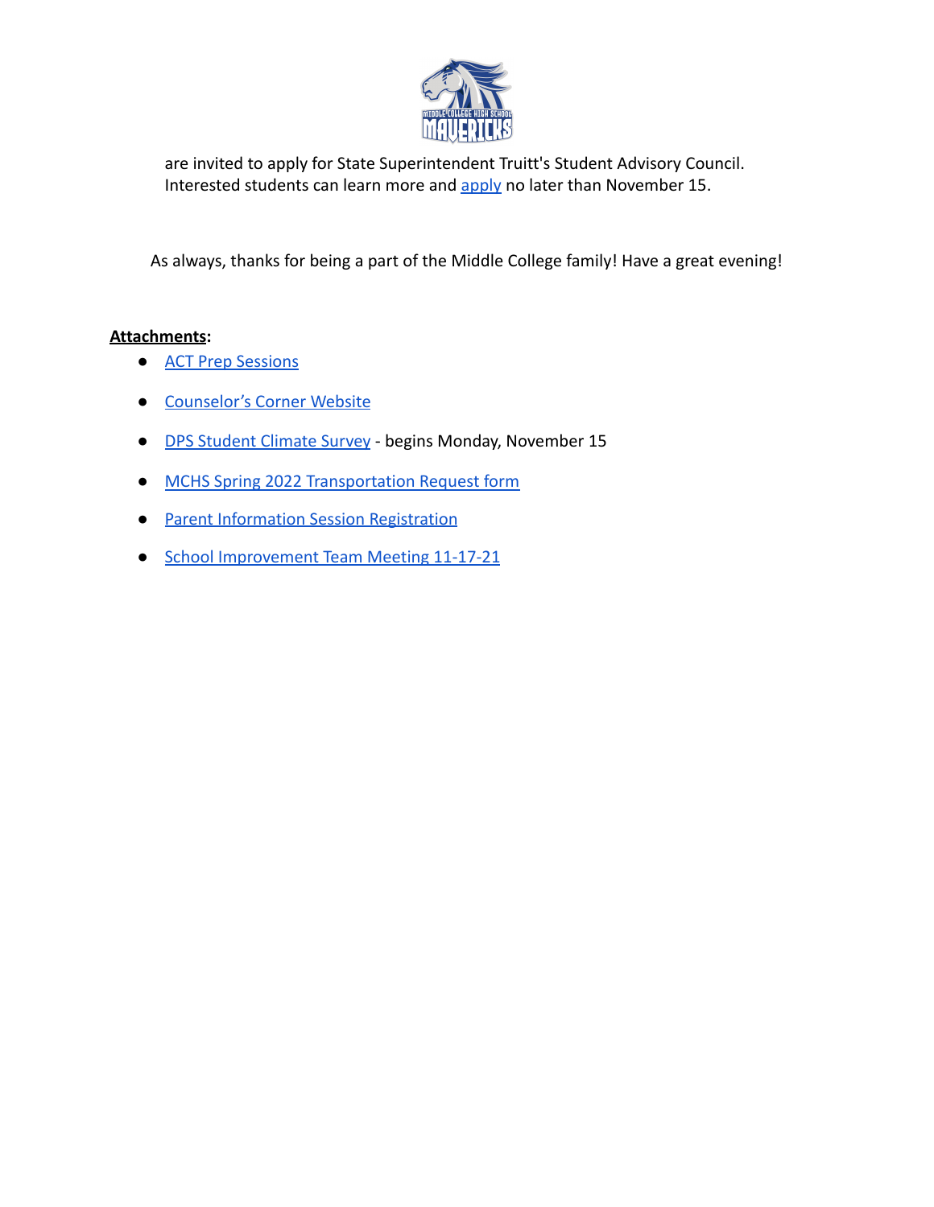are invited to apply for State Superintendent Truitt's Student Advisory Council. Interested students can learn more and apply no later than November 15.

As always, thanks for being a part of the Middle College family! Have a great evening!

**Attachments**:

- ACT Prep Sessions
- Counselor's Corner Website
- DPS Student Climate Survey - begins Monday, November 15
- MCHS Spring 2022 Transportation Request form
- Parent Information Session Registration
- School Improvement Team Meeting 11-17-21